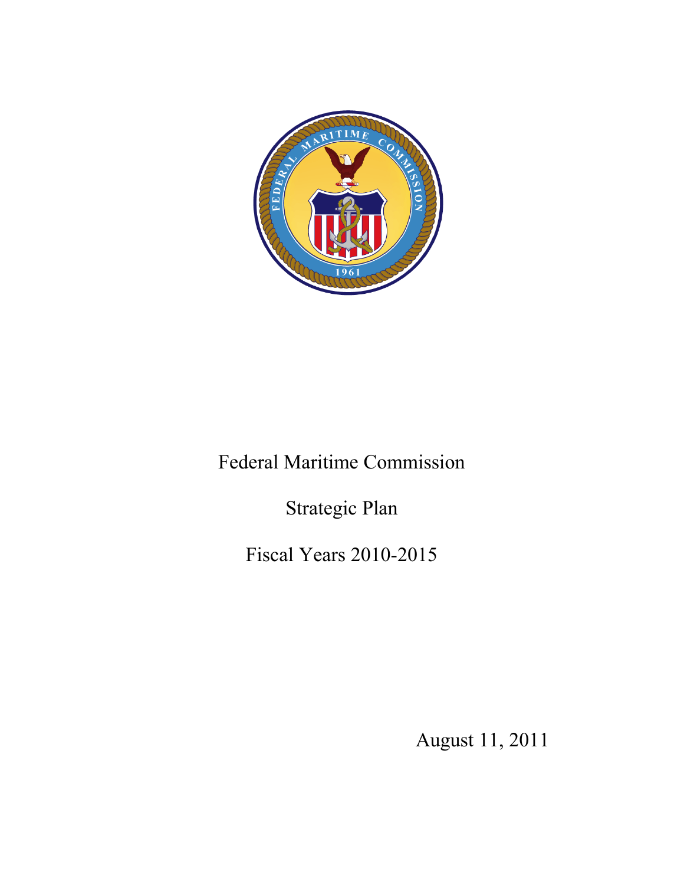# Federal Maritime Commission

## Strategic Plan

## Fiscal Years 2010-2015

August 11, 2011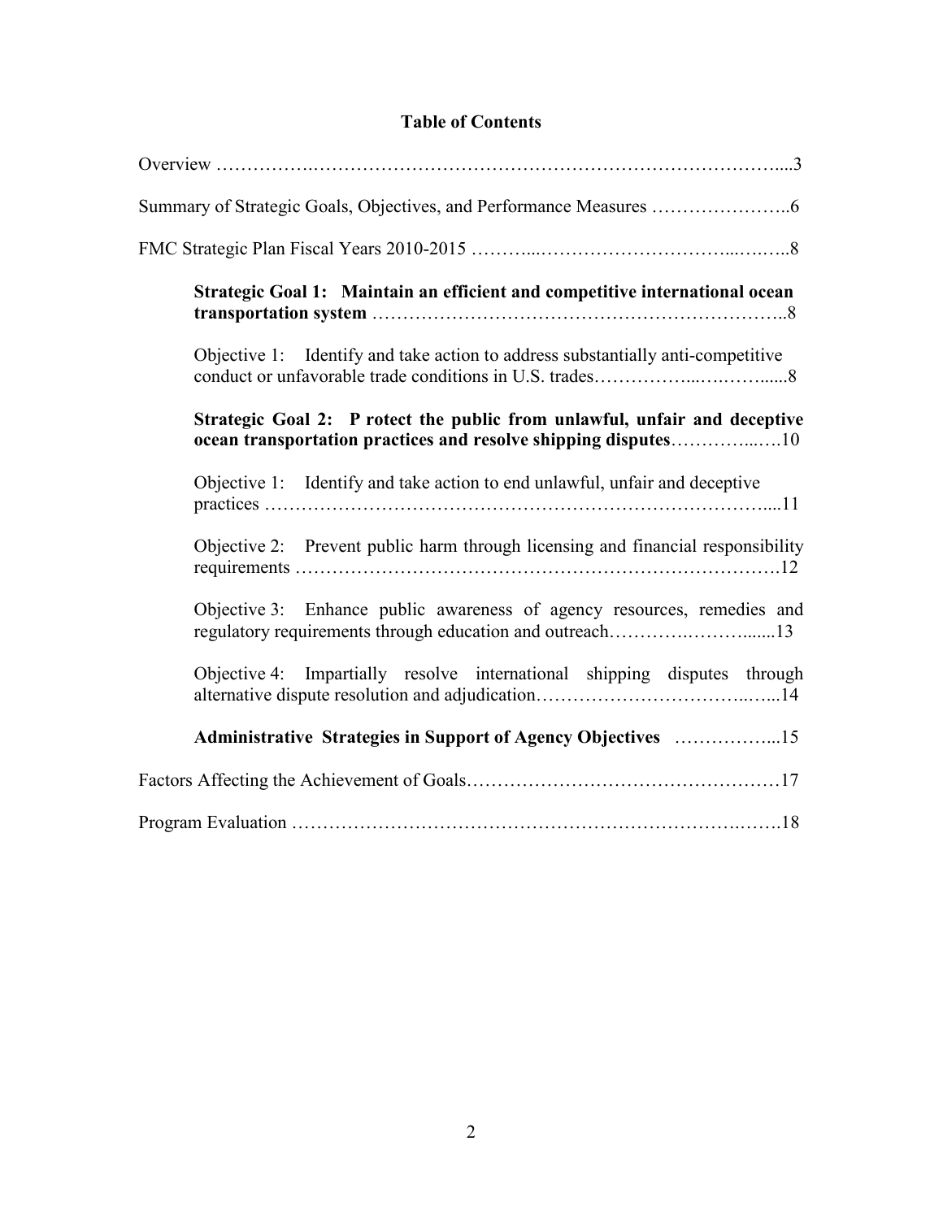# Table of Contents

Overview ……………………………………………………………………………....3

Summary of Strategic Goals, Objectives, and Performance Measures …………………..6

FMC Strategic Plan Fiscal Years 2010-2015 ………...…………………………...……..8

**Strategic Goal 1: Maintain an efficient and competitive international ocean transportation system** ………………………………………………………..8

Objective 1: Identify and take action to address substantially anti-competitive conduct or unfavorable trade conditions in U.S. trades……………..….……......8

**Strategic Goal 2: P rotect the public from unlawful, unfair and deceptive ocean transportation practices and resolve shipping disputes**…………...….10

Objective 1: Identify and take action to end unlawful, unfair and deceptive practices …………………………………………………………………….....11

Objective 2: Prevent public harm through licensing and financial responsibility requirements ………………………………………………………………….12

Objective 3: Enhance public awareness of agency resources, remedies and regulatory requirements through education and outreach………….……….......13

Objective 4: Impartially resolve international shipping disputes through alternative dispute resolution and adjudication…………………………...…...14

**Administrative Strategies in Support of Agency Objectives** ……………...15

Factors Affecting the Achievement of Goals……………………………………………17

Program Evaluation ………………………………………………………….…….18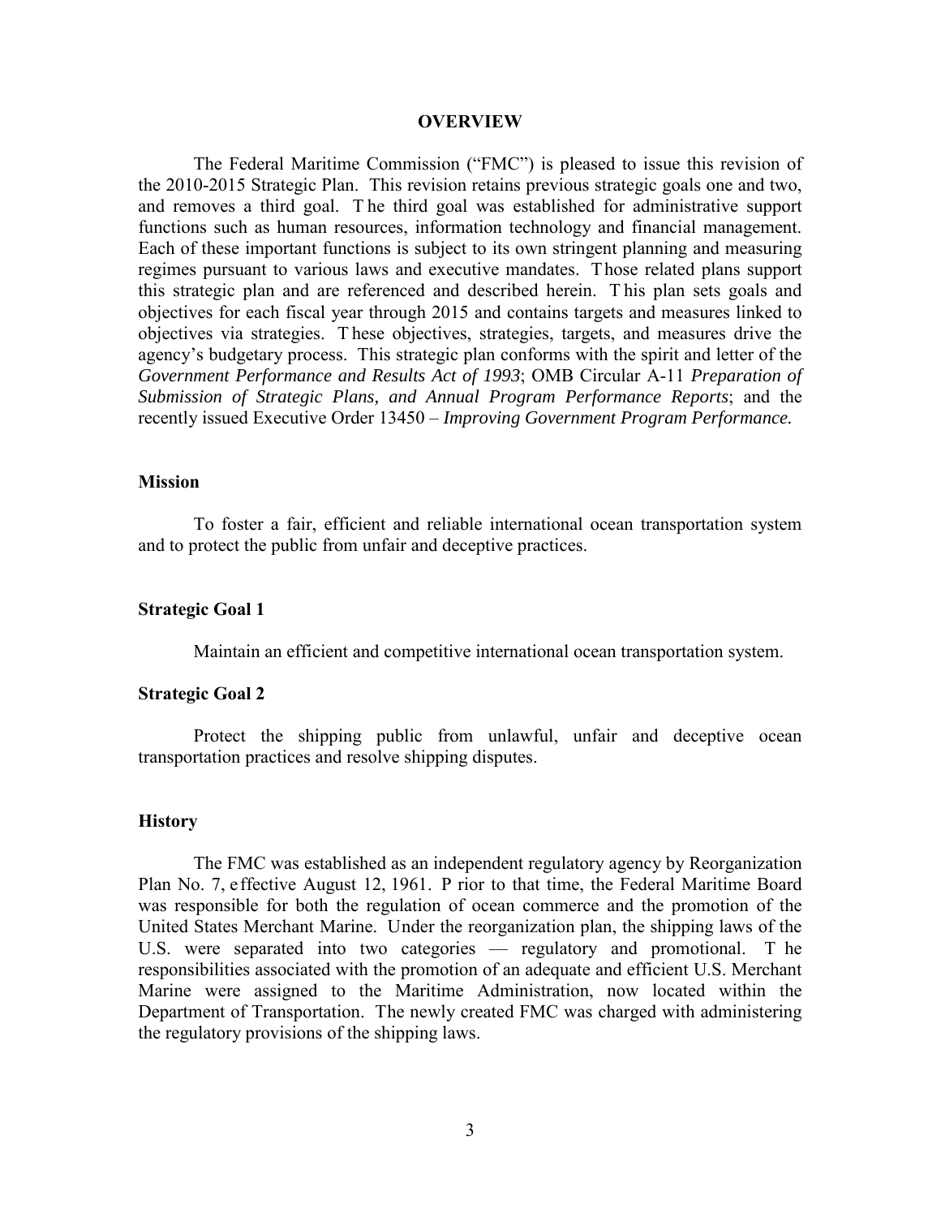# OVERVIEW

The Federal Maritime Commission ("FMC") is pleased to issue this revision of the 2010-2015 Strategic Plan. This revision retains previous strategic goals one and two, and removes a third goal. The third goal was established for administrative support functions such as human resources, information technology and financial management. Each of these important functions is subject to its own stringent planning and measuring regimes pursuant to various laws and executive mandates. Those related plans support this strategic plan and are referenced and described herein. This plan sets goals and objectives for each fiscal year through 2015 and contains targets and measures linked to objectives via strategies. These objectives, strategies, targets, and measures drive the agency's budgetary process. This strategic plan conforms with the spirit and letter of the *Government Performance and Results Act of 1993*; OMB Circular A-11 *Preparation of Submission of Strategic Plans, and Annual Program Performance Reports*; and the recently issued Executive Order 13450 – *Improving Government Program Performance.*

## Mission

To foster a fair, efficient and reliable international ocean transportation system and to protect the public from unfair and deceptive practices.

## Strategic Goal 1

Maintain an efficient and competitive international ocean transportation system.

## Strategic Goal 2

Protect the shipping public from unlawful, unfair and deceptive ocean transportation practices and resolve shipping disputes.

## History

The FMC was established as an independent regulatory agency by Reorganization Plan No. 7, effective August 12, 1961. Prior to that time, the Federal Maritime Board was responsible for both the regulation of ocean commerce and the promotion of the United States Merchant Marine. Under the reorganization plan, the shipping laws of the U.S. were separated into two categories — regulatory and promotional. The responsibilities associated with the promotion of an adequate and efficient U.S. Merchant Marine were assigned to the Maritime Administration, now located within the Department of Transportation. The newly created FMC was charged with administering the regulatory provisions of the shipping laws.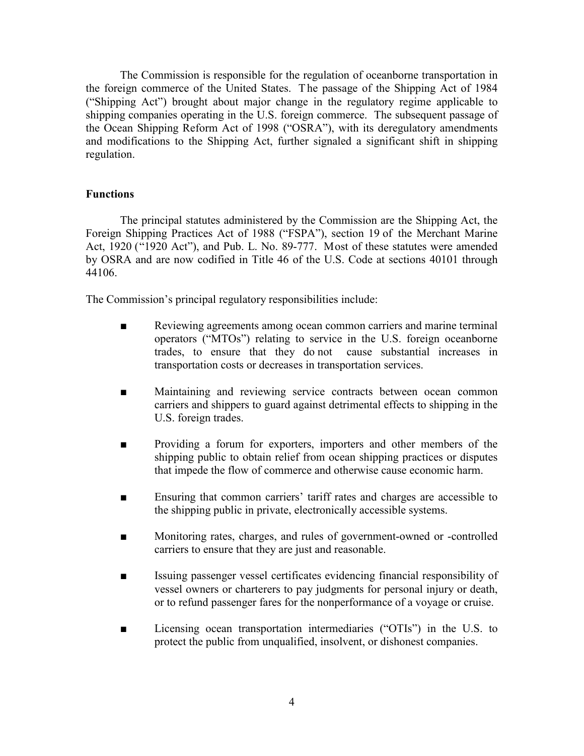The Commission is responsible for the regulation of oceanborne transportation in the foreign commerce of the United States. The passage of the Shipping Act of 1984 ("Shipping Act") brought about major change in the regulatory regime applicable to shipping companies operating in the U.S. foreign commerce. The subsequent passage of the Ocean Shipping Reform Act of 1998 ("OSRA"), with its deregulatory amendments and modifications to the Shipping Act, further signaled a significant shift in shipping regulation.

**Functions**

The principal statutes administered by the Commission are the Shipping Act, the Foreign Shipping Practices Act of 1988 ("FSPA"), section 19 of the Merchant Marine Act, 1920 ("1920 Act"), and Pub. L. No. 89-777. Most of these statutes were amended by OSRA and are now codified in Title 46 of the U.S. Code at sections 40101 through 44106.

The Commission's principal regulatory responsibilities include:

- Reviewing agreements among ocean common carriers and marine terminal operators ("MTOs") relating to service in the U.S. foreign oceanborne trades, to ensure that they do not cause substantial increases in transportation costs or decreases in transportation services.
- Maintaining and reviewing service contracts between ocean common carriers and shippers to guard against detrimental effects to shipping in the U.S. foreign trades.
- Providing a forum for exporters, importers and other members of the shipping public to obtain relief from ocean shipping practices or disputes that impede the flow of commerce and otherwise cause economic harm.
- Ensuring that common carriers' tariff rates and charges are accessible to the shipping public in private, electronically accessible systems.
- Monitoring rates, charges, and rules of government-owned or -controlled carriers to ensure that they are just and reasonable.
- Issuing passenger vessel certificates evidencing financial responsibility of vessel owners or charterers to pay judgments for personal injury or death, or to refund passenger fares for the nonperformance of a voyage or cruise.
- Licensing ocean transportation intermediaries ("OTIs") in the U.S. to protect the public from unqualified, insolvent, or dishonest companies.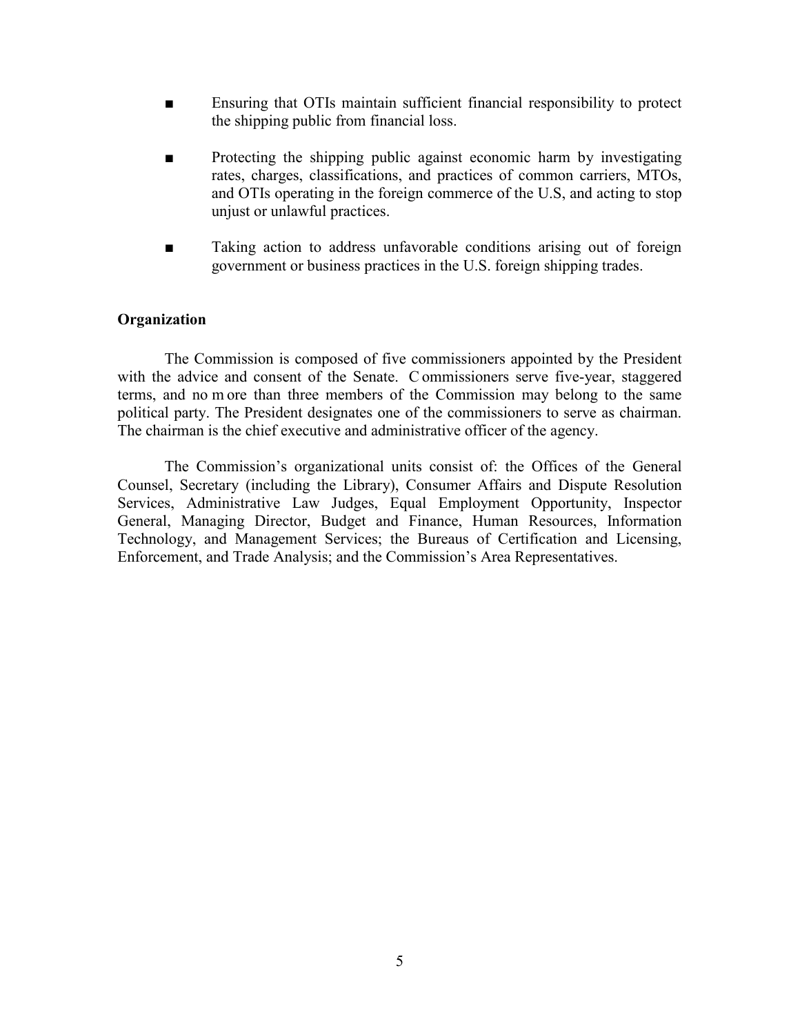- Ensuring that OTIs maintain sufficient financial responsibility to protect the shipping public from financial loss.

- Protecting the shipping public against economic harm by investigating rates, charges, classifications, and practices of common carriers, MTOs, and OTIs operating in the foreign commerce of the U.S, and acting to stop unjust or unlawful practices.

- Taking action to address unfavorable conditions arising out of foreign government or business practices in the U.S. foreign shipping trades.

**Organization**

The Commission is composed of five commissioners appointed by the President with the advice and consent of the Senate. Commissioners serve five-year, staggered terms, and no more than three members of the Commission may belong to the same political party. The President designates one of the commissioners to serve as chairman. The chairman is the chief executive and administrative officer of the agency.

The Commission's organizational units consist of: the Offices of the General Counsel, Secretary (including the Library), Consumer Affairs and Dispute Resolution Services, Administrative Law Judges, Equal Employment Opportunity, Inspector General, Managing Director, Budget and Finance, Human Resources, Information Technology, and Management Services; the Bureaus of Certification and Licensing, Enforcement, and Trade Analysis; and the Commission's Area Representatives.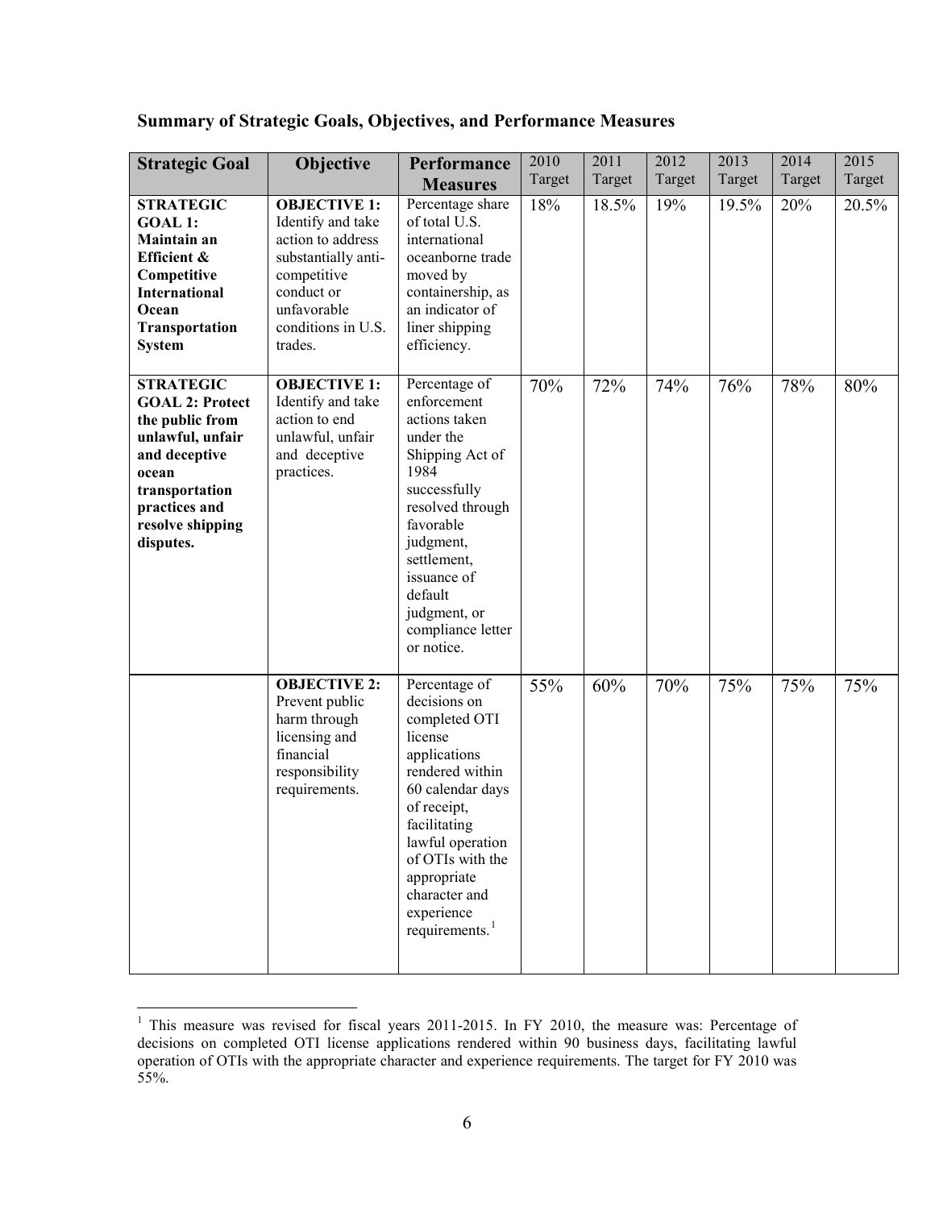**Summary of Strategic Goals, Objectives, and Performance Measures**

| Strategic Goal | Objective | Performance Measures | 2010 Target | 2011 Target | 2012 Target | 2013 Target | 2014 Target | 2015 Target |
|---|---|---|---|---|---|---|---|---|
| **STRATEGIC GOAL 1: Maintain an Efficient & Competitive International Ocean Transportation System** | **OBJECTIVE 1:** Identify and take action to address substantially anti-competitive conduct or unfavorable conditions in U.S. trades. | Percentage share of total U.S. international oceanborne trade moved by containership, as an indicator of liner shipping efficiency. | 18% | 18.5% | 19% | 19.5% | 20% | 20.5% |
| **STRATEGIC GOAL 2: Protect the public from unlawful, unfair and deceptive ocean transportation practices and resolve shipping disputes.** | **OBJECTIVE 1:** Identify and take action to end unlawful, unfair and deceptive practices. | Percentage of enforcement actions taken under the Shipping Act of 1984 successfully resolved through favorable judgment, settlement, issuance of default judgment, or compliance letter or notice. | 70% | 72% | 74% | 76% | 78% | 80% |
| | **OBJECTIVE 2:** Prevent public harm through licensing and financial responsibility requirements. | Percentage of decisions on completed OTI license applications rendered within 60 calendar days of receipt, facilitating lawful operation of OTIs with the appropriate character and experience requirements.[1] | 55% | 60% | 70% | 75% | 75% | 75% |

[1] This measure was revised for fiscal years 2011-2015. In FY 2010, the measure was: Percentage of decisions on completed OTI license applications rendered within 90 business days, facilitating lawful operation of OTIs with the appropriate character and experience requirements. The target for FY 2010 was 55%.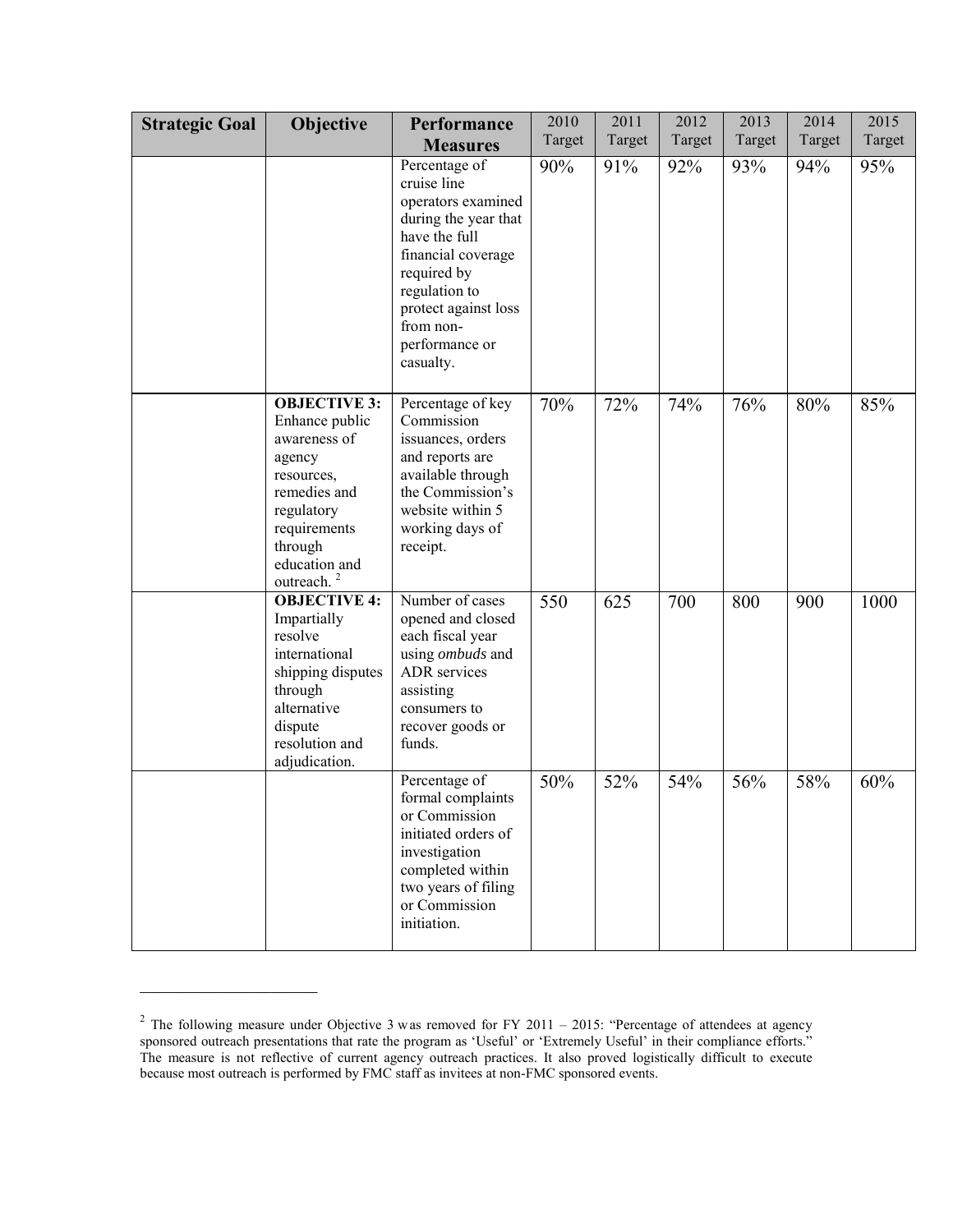| Strategic Goal | Objective | Performance Measures | 2010 Target | 2011 Target | 2012 Target | 2013 Target | 2014 Target | 2015 Target |
|---|---|---|---|---|---|---|---|---|
| | | Percentage of cruise line operators examined during the year that have the full financial coverage required by regulation to protect against loss from non-performance or casualty. | 90% | 91% | 92% | 93% | 94% | 95% |
| | **OBJECTIVE 3:** Enhance public awareness of agency resources, remedies and regulatory requirements through education and outreach. [2] | Percentage of key Commission issuances, orders and reports are available through the Commission's website within 5 working days of receipt. | 70% | 72% | 74% | 76% | 80% | 85% |
| | **OBJECTIVE 4:** Impartially resolve international shipping disputes through alternative dispute resolution and adjudication. | Number of cases opened and closed each fiscal year using *ombuds* and ADR services assisting consumers to recover goods or funds. | 550 | 625 | 700 | 800 | 900 | 1000 |
| | | Percentage of formal complaints or Commission initiated orders of investigation completed within two years of filing or Commission initiation. | 50% | 52% | 54% | 56% | 58% | 60% |

[2] The following measure under Objective 3 was removed for FY 2011 – 2015: "Percentage of attendees at agency sponsored outreach presentations that rate the program as 'Useful' or 'Extremely Useful' in their compliance efforts." The measure is not reflective of current agency outreach practices. It also proved logistically difficult to execute because most outreach is performed by FMC staff as invitees at non-FMC sponsored events.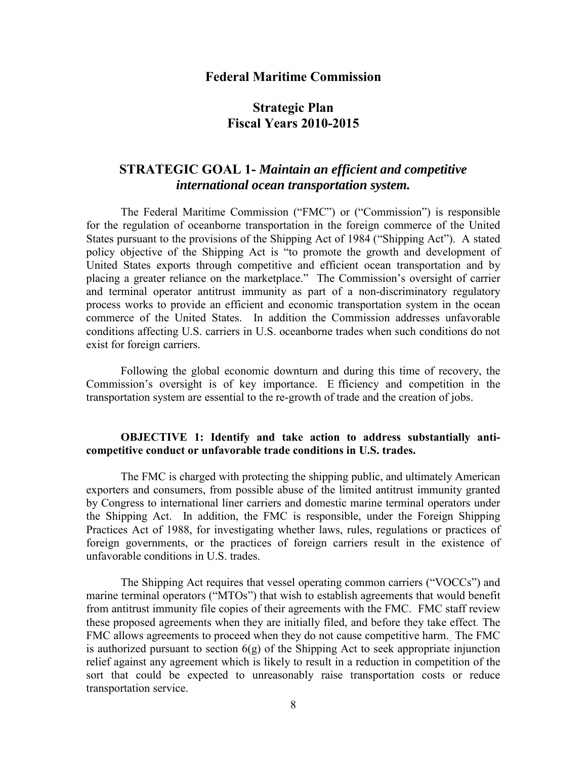# Federal Maritime Commission

## Strategic Plan
## Fiscal Years 2010-2015

## STRATEGIC GOAL 1- *Maintain an efficient and competitive international ocean transportation system.*

The Federal Maritime Commission ("FMC") or ("Commission") is responsible for the regulation of oceanborne transportation in the foreign commerce of the United States pursuant to the provisions of the Shipping Act of 1984 ("Shipping Act"). A stated policy objective of the Shipping Act is "to promote the growth and development of United States exports through competitive and efficient ocean transportation and by placing a greater reliance on the marketplace." The Commission's oversight of carrier and terminal operator antitrust immunity as part of a non-discriminatory regulatory process works to provide an efficient and economic transportation system in the ocean commerce of the United States. In addition the Commission addresses unfavorable conditions affecting U.S. carriers in U.S. oceanborne trades when such conditions do not exist for foreign carriers.

Following the global economic downturn and during this time of recovery, the Commission's oversight is of key importance. Efficiency and competition in the transportation system are essential to the re-growth of trade and the creation of jobs.

**OBJECTIVE 1: Identify and take action to address substantially anti-competitive conduct or unfavorable trade conditions in U.S. trades.**

The FMC is charged with protecting the shipping public, and ultimately American exporters and consumers, from possible abuse of the limited antitrust immunity granted by Congress to international liner carriers and domestic marine terminal operators under the Shipping Act. In addition, the FMC is responsible, under the Foreign Shipping Practices Act of 1988, for investigating whether laws, rules, regulations or practices of foreign governments, or the practices of foreign carriers result in the existence of unfavorable conditions in U.S. trades.

The Shipping Act requires that vessel operating common carriers ("VOCCs") and marine terminal operators ("MTOs") that wish to establish agreements that would benefit from antitrust immunity file copies of their agreements with the FMC. FMC staff review these proposed agreements when they are initially filed, and before they take effect. The FMC allows agreements to proceed when they do not cause competitive harm. The FMC is authorized pursuant to section 6(g) of the Shipping Act to seek appropriate injunction relief against any agreement which is likely to result in a reduction in competition of the sort that could be expected to unreasonably raise transportation costs or reduce transportation service.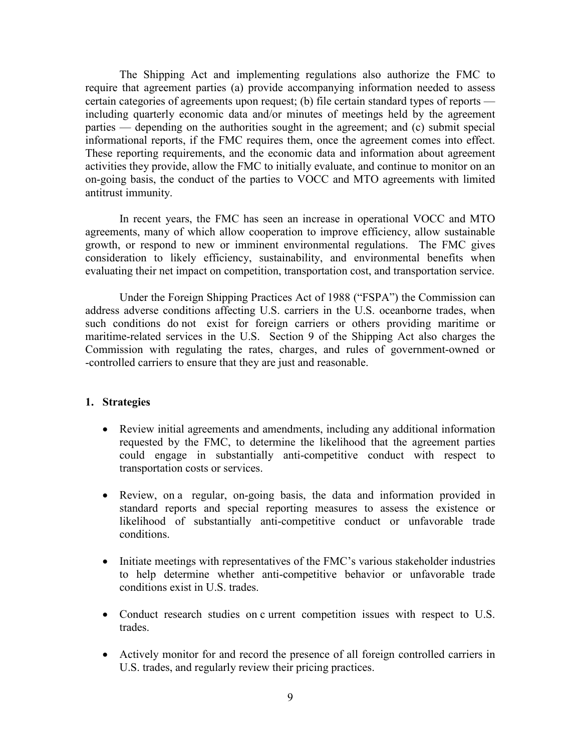The Shipping Act and implementing regulations also authorize the FMC to require that agreement parties (a) provide accompanying information needed to assess certain categories of agreements upon request; (b) file certain standard types of reports — including quarterly economic data and/or minutes of meetings held by the agreement parties — depending on the authorities sought in the agreement; and (c) submit special informational reports, if the FMC requires them, once the agreement comes into effect. These reporting requirements, and the economic data and information about agreement activities they provide, allow the FMC to initially evaluate, and continue to monitor on an on-going basis, the conduct of the parties to VOCC and MTO agreements with limited antitrust immunity.

In recent years, the FMC has seen an increase in operational VOCC and MTO agreements, many of which allow cooperation to improve efficiency, allow sustainable growth, or respond to new or imminent environmental regulations. The FMC gives consideration to likely efficiency, sustainability, and environmental benefits when evaluating their net impact on competition, transportation cost, and transportation service.

Under the Foreign Shipping Practices Act of 1988 ("FSPA") the Commission can address adverse conditions affecting U.S. carriers in the U.S. oceanborne trades, when such conditions do not exist for foreign carriers or others providing maritime or maritime-related services in the U.S. Section 9 of the Shipping Act also charges the Commission with regulating the rates, charges, and rules of government-owned or -controlled carriers to ensure that they are just and reasonable.

**1. Strategies**

- Review initial agreements and amendments, including any additional information requested by the FMC, to determine the likelihood that the agreement parties could engage in substantially anti-competitive conduct with respect to transportation costs or services.
- Review, on a regular, on-going basis, the data and information provided in standard reports and special reporting measures to assess the existence or likelihood of substantially anti-competitive conduct or unfavorable trade conditions.
- Initiate meetings with representatives of the FMC's various stakeholder industries to help determine whether anti-competitive behavior or unfavorable trade conditions exist in U.S. trades.
- Conduct research studies on current competition issues with respect to U.S. trades.
- Actively monitor for and record the presence of all foreign controlled carriers in U.S. trades, and regularly review their pricing practices.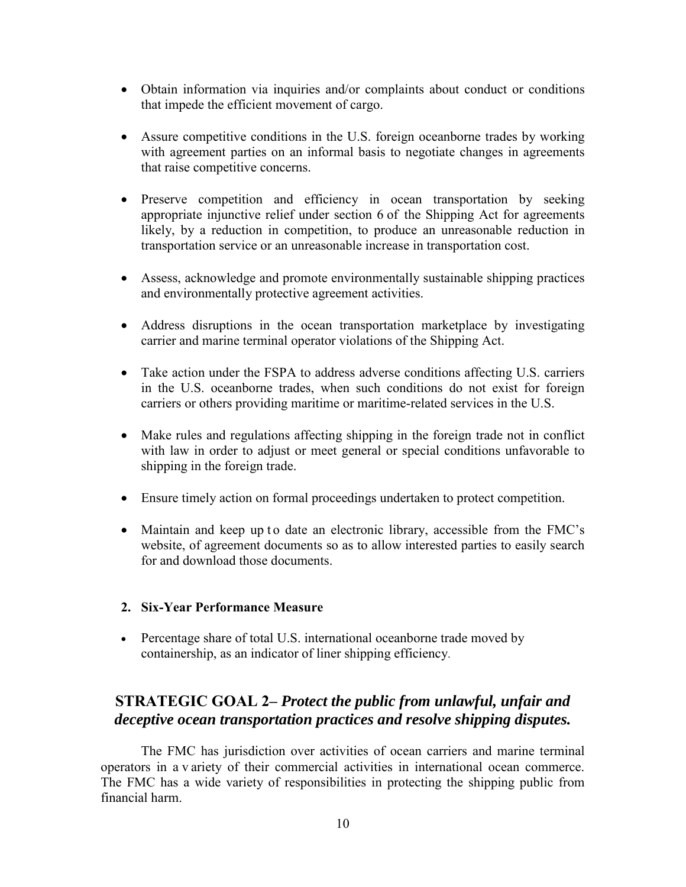- Obtain information via inquiries and/or complaints about conduct or conditions that impede the efficient movement of cargo.
- Assure competitive conditions in the U.S. foreign oceanborne trades by working with agreement parties on an informal basis to negotiate changes in agreements that raise competitive concerns.
- Preserve competition and efficiency in ocean transportation by seeking appropriate injunctive relief under section 6 of the Shipping Act for agreements likely, by a reduction in competition, to produce an unreasonable reduction in transportation service or an unreasonable increase in transportation cost.
- Assess, acknowledge and promote environmentally sustainable shipping practices and environmentally protective agreement activities.
- Address disruptions in the ocean transportation marketplace by investigating carrier and marine terminal operator violations of the Shipping Act.
- Take action under the FSPA to address adverse conditions affecting U.S. carriers in the U.S. oceanborne trades, when such conditions do not exist for foreign carriers or others providing maritime or maritime-related services in the U.S.
- Make rules and regulations affecting shipping in the foreign trade not in conflict with law in order to adjust or meet general or special conditions unfavorable to shipping in the foreign trade.
- Ensure timely action on formal proceedings undertaken to protect competition.
- Maintain and keep up to date an electronic library, accessible from the FMC's website, of agreement documents so as to allow interested parties to easily search for and download those documents.

**2. Six-Year Performance Measure**

- Percentage share of total U.S. international oceanborne trade moved by containership, as an indicator of liner shipping efficiency.

## STRATEGIC GOAL 2– *Protect the public from unlawful, unfair and deceptive ocean transportation practices and resolve shipping disputes.*

The FMC has jurisdiction over activities of ocean carriers and marine terminal operators in a variety of their commercial activities in international ocean commerce. The FMC has a wide variety of responsibilities in protecting the shipping public from financial harm.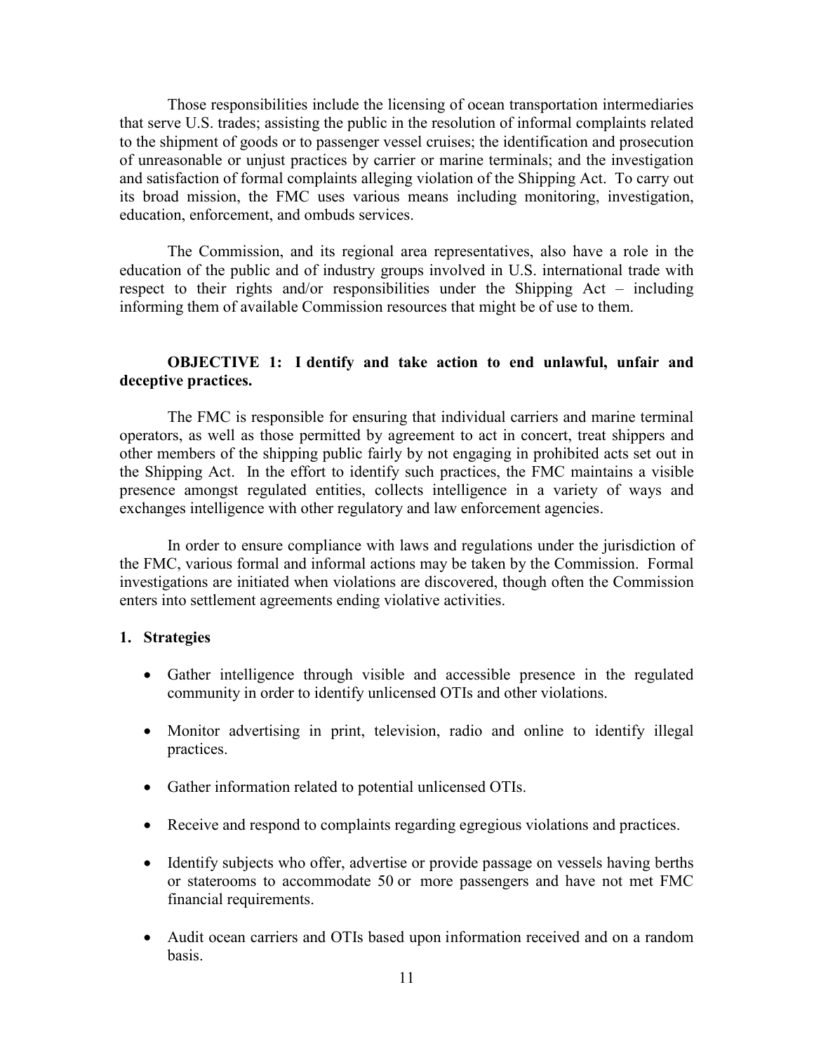Those responsibilities include the licensing of ocean transportation intermediaries that serve U.S. trades; assisting the public in the resolution of informal complaints related to the shipment of goods or to passenger vessel cruises; the identification and prosecution of unreasonable or unjust practices by carrier or marine terminals; and the investigation and satisfaction of formal complaints alleging violation of the Shipping Act. To carry out its broad mission, the FMC uses various means including monitoring, investigation, education, enforcement, and ombuds services.

The Commission, and its regional area representatives, also have a role in the education of the public and of industry groups involved in U.S. international trade with respect to their rights and/or responsibilities under the Shipping Act – including informing them of available Commission resources that might be of use to them.

**OBJECTIVE 1: Identify and take action to end unlawful, unfair and deceptive practices.**

The FMC is responsible for ensuring that individual carriers and marine terminal operators, as well as those permitted by agreement to act in concert, treat shippers and other members of the shipping public fairly by not engaging in prohibited acts set out in the Shipping Act. In the effort to identify such practices, the FMC maintains a visible presence amongst regulated entities, collects intelligence in a variety of ways and exchanges intelligence with other regulatory and law enforcement agencies.

In order to ensure compliance with laws and regulations under the jurisdiction of the FMC, various formal and informal actions may be taken by the Commission. Formal investigations are initiated when violations are discovered, though often the Commission enters into settlement agreements ending violative activities.

**1. Strategies**

- Gather intelligence through visible and accessible presence in the regulated community in order to identify unlicensed OTIs and other violations.
- Monitor advertising in print, television, radio and online to identify illegal practices.
- Gather information related to potential unlicensed OTIs.
- Receive and respond to complaints regarding egregious violations and practices.
- Identify subjects who offer, advertise or provide passage on vessels having berths or staterooms to accommodate 50 or more passengers and have not met FMC financial requirements.
- Audit ocean carriers and OTIs based upon information received and on a random basis.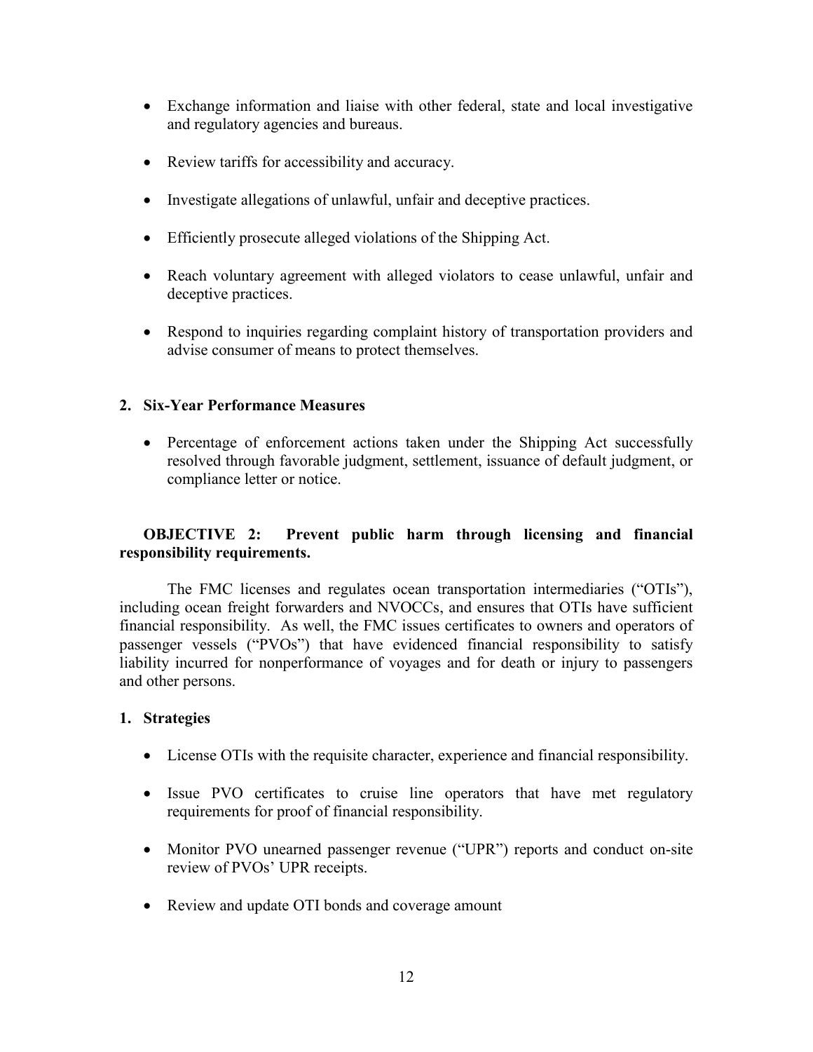- Exchange information and liaise with other federal, state and local investigative and regulatory agencies and bureaus.
- Review tariffs for accessibility and accuracy.
- Investigate allegations of unlawful, unfair and deceptive practices.
- Efficiently prosecute alleged violations of the Shipping Act.
- Reach voluntary agreement with alleged violators to cease unlawful, unfair and deceptive practices.
- Respond to inquiries regarding complaint history of transportation providers and advise consumer of means to protect themselves.

**2. Six-Year Performance Measures**

- Percentage of enforcement actions taken under the Shipping Act successfully resolved through favorable judgment, settlement, issuance of default judgment, or compliance letter or notice.

**OBJECTIVE 2: Prevent public harm through licensing and financial responsibility requirements.**

The FMC licenses and regulates ocean transportation intermediaries ("OTIs"), including ocean freight forwarders and NVOCCs, and ensures that OTIs have sufficient financial responsibility. As well, the FMC issues certificates to owners and operators of passenger vessels ("PVOs") that have evidenced financial responsibility to satisfy liability incurred for nonperformance of voyages and for death or injury to passengers and other persons.

**1. Strategies**

- License OTIs with the requisite character, experience and financial responsibility.
- Issue PVO certificates to cruise line operators that have met regulatory requirements for proof of financial responsibility.
- Monitor PVO unearned passenger revenue ("UPR") reports and conduct on-site review of PVOs' UPR receipts.
- Review and update OTI bonds and coverage amount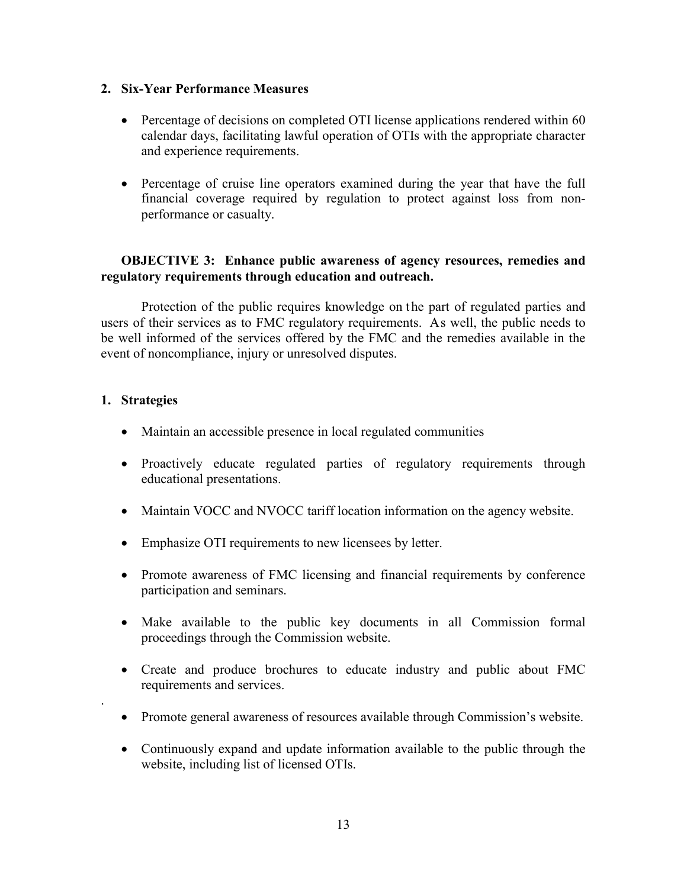## 2. Six-Year Performance Measures

- Percentage of decisions on completed OTI license applications rendered within 60 calendar days, facilitating lawful operation of OTIs with the appropriate character and experience requirements.
- Percentage of cruise line operators examined during the year that have the full financial coverage required by regulation to protect against loss from non-performance or casualty.

### OBJECTIVE 3: Enhance public awareness of agency resources, remedies and regulatory requirements through education and outreach.

Protection of the public requires knowledge on the part of regulated parties and users of their services as to FMC regulatory requirements. As well, the public needs to be well informed of the services offered by the FMC and the remedies available in the event of noncompliance, injury or unresolved disputes.

## 1. Strategies

- Maintain an accessible presence in local regulated communities
- Proactively educate regulated parties of regulatory requirements through educational presentations.
- Maintain VOCC and NVOCC tariff location information on the agency website.
- Emphasize OTI requirements to new licensees by letter.
- Promote awareness of FMC licensing and financial requirements by conference participation and seminars.
- Make available to the public key documents in all Commission formal proceedings through the Commission website.
- Create and produce brochures to educate industry and public about FMC requirements and services.
- Promote general awareness of resources available through Commission's website.
- Continuously expand and update information available to the public through the website, including list of licensed OTIs.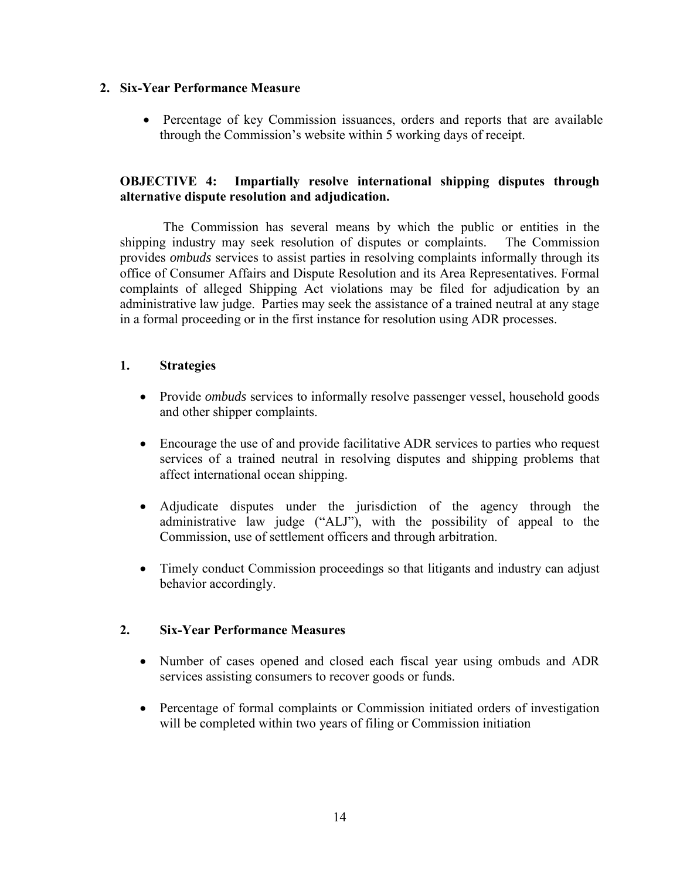## 2. Six-Year Performance Measure

- Percentage of key Commission issuances, orders and reports that are available through the Commission's website within 5 working days of receipt.

### OBJECTIVE 4: Impartially resolve international shipping disputes through alternative dispute resolution and adjudication.

The Commission has several means by which the public or entities in the shipping industry may seek resolution of disputes or complaints. The Commission provides *ombuds* services to assist parties in resolving complaints informally through its office of Consumer Affairs and Dispute Resolution and its Area Representatives. Formal complaints of alleged Shipping Act violations may be filed for adjudication by an administrative law judge. Parties may seek the assistance of a trained neutral at any stage in a formal proceeding or in the first instance for resolution using ADR processes.

#### 1. Strategies

- Provide *ombuds* services to informally resolve passenger vessel, household goods and other shipper complaints.
- Encourage the use of and provide facilitative ADR services to parties who request services of a trained neutral in resolving disputes and shipping problems that affect international ocean shipping.
- Adjudicate disputes under the jurisdiction of the agency through the administrative law judge ("ALJ"), with the possibility of appeal to the Commission, use of settlement officers and through arbitration.
- Timely conduct Commission proceedings so that litigants and industry can adjust behavior accordingly.

#### 2. Six-Year Performance Measures

- Number of cases opened and closed each fiscal year using ombuds and ADR services assisting consumers to recover goods or funds.
- Percentage of formal complaints or Commission initiated orders of investigation will be completed within two years of filing or Commission initiation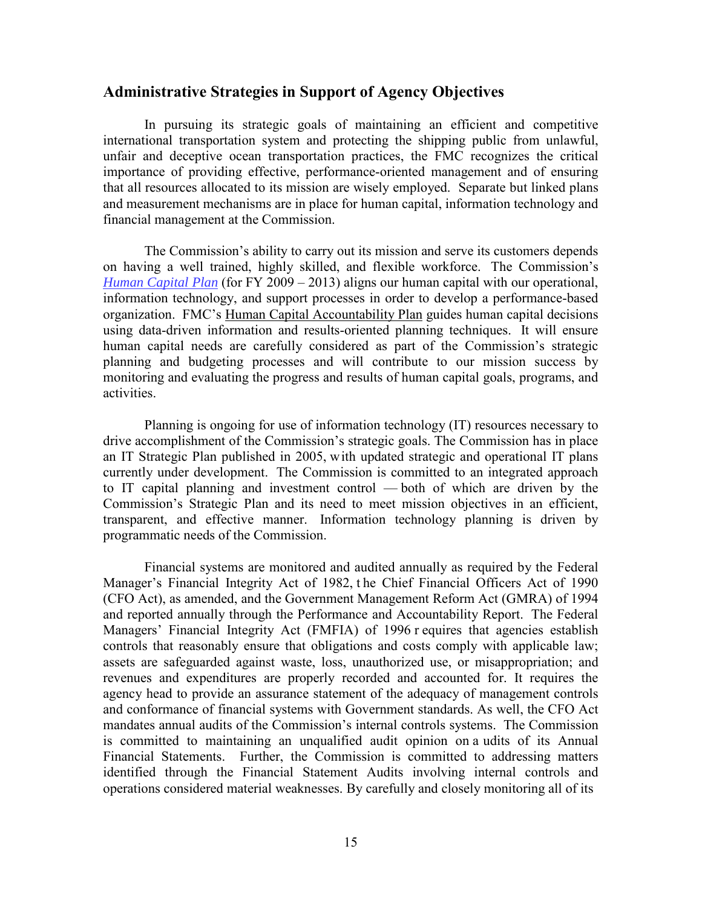## Administrative Strategies in Support of Agency Objectives

In pursuing its strategic goals of maintaining an efficient and competitive international transportation system and protecting the shipping public from unlawful, unfair and deceptive ocean transportation practices, the FMC recognizes the critical importance of providing effective, performance-oriented management and of ensuring that all resources allocated to its mission are wisely employed. Separate but linked plans and measurement mechanisms are in place for human capital, information technology and financial management at the Commission.

The Commission's ability to carry out its mission and serve its customers depends on having a well trained, highly skilled, and flexible workforce. The Commission's *Human Capital Plan* (for FY 2009 – 2013) aligns our human capital with our operational, information technology, and support processes in order to develop a performance-based organization. FMC's Human Capital Accountability Plan guides human capital decisions using data-driven information and results-oriented planning techniques. It will ensure human capital needs are carefully considered as part of the Commission's strategic planning and budgeting processes and will contribute to our mission success by monitoring and evaluating the progress and results of human capital goals, programs, and activities.

Planning is ongoing for use of information technology (IT) resources necessary to drive accomplishment of the Commission's strategic goals. The Commission has in place an IT Strategic Plan published in 2005, with updated strategic and operational IT plans currently under development. The Commission is committed to an integrated approach to IT capital planning and investment control — both of which are driven by the Commission's Strategic Plan and its need to meet mission objectives in an efficient, transparent, and effective manner. Information technology planning is driven by programmatic needs of the Commission.

Financial systems are monitored and audited annually as required by the Federal Manager's Financial Integrity Act of 1982, the Chief Financial Officers Act of 1990 (CFO Act), as amended, and the Government Management Reform Act (GMRA) of 1994 and reported annually through the Performance and Accountability Report. The Federal Managers' Financial Integrity Act (FMFIA) of 1996 requires that agencies establish controls that reasonably ensure that obligations and costs comply with applicable law; assets are safeguarded against waste, loss, unauthorized use, or misappropriation; and revenues and expenditures are properly recorded and accounted for. It requires the agency head to provide an assurance statement of the adequacy of management controls and conformance of financial systems with Government standards. As well, the CFO Act mandates annual audits of the Commission's internal controls systems. The Commission is committed to maintaining an unqualified audit opinion on audits of its Annual Financial Statements. Further, the Commission is committed to addressing matters identified through the Financial Statement Audits involving internal controls and operations considered material weaknesses. By carefully and closely monitoring all of its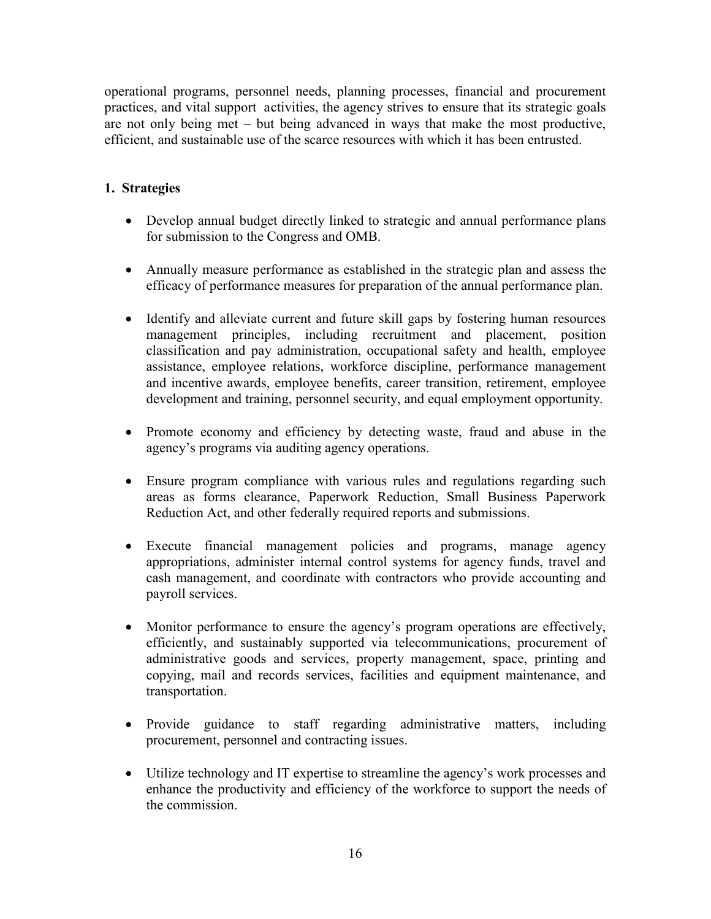operational programs, personnel needs, planning processes, financial and procurement practices, and vital support activities, the agency strives to ensure that its strategic goals are not only being met – but being advanced in ways that make the most productive, efficient, and sustainable use of the scarce resources with which it has been entrusted.

### 1. Strategies

- Develop annual budget directly linked to strategic and annual performance plans for submission to the Congress and OMB.

- Annually measure performance as established in the strategic plan and assess the efficacy of performance measures for preparation of the annual performance plan.

- Identify and alleviate current and future skill gaps by fostering human resources management principles, including recruitment and placement, position classification and pay administration, occupational safety and health, employee assistance, employee relations, workforce discipline, performance management and incentive awards, employee benefits, career transition, retirement, employee development and training, personnel security, and equal employment opportunity.

- Promote economy and efficiency by detecting waste, fraud and abuse in the agency's programs via auditing agency operations.

- Ensure program compliance with various rules and regulations regarding such areas as forms clearance, Paperwork Reduction, Small Business Paperwork Reduction Act, and other federally required reports and submissions.

- Execute financial management policies and programs, manage agency appropriations, administer internal control systems for agency funds, travel and cash management, and coordinate with contractors who provide accounting and payroll services.

- Monitor performance to ensure the agency's program operations are effectively, efficiently, and sustainably supported via telecommunications, procurement of administrative goods and services, property management, space, printing and copying, mail and records services, facilities and equipment maintenance, and transportation.

- Provide guidance to staff regarding administrative matters, including procurement, personnel and contracting issues.

- Utilize technology and IT expertise to streamline the agency's work processes and enhance the productivity and efficiency of the workforce to support the needs of the commission.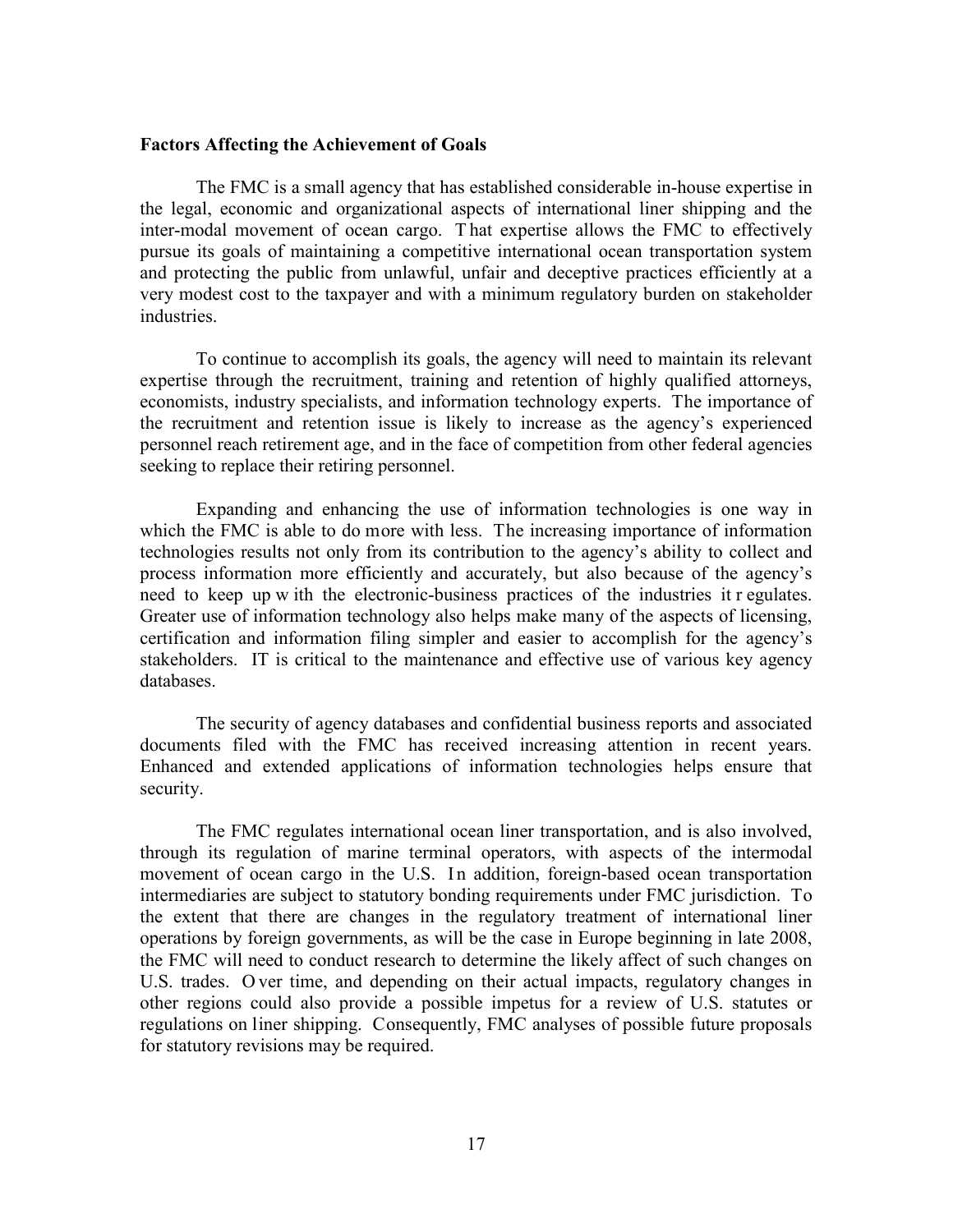**Factors Affecting the Achievement of Goals**

The FMC is a small agency that has established considerable in-house expertise in the legal, economic and organizational aspects of international liner shipping and the inter-modal movement of ocean cargo. That expertise allows the FMC to effectively pursue its goals of maintaining a competitive international ocean transportation system and protecting the public from unlawful, unfair and deceptive practices efficiently at a very modest cost to the taxpayer and with a minimum regulatory burden on stakeholder industries.

To continue to accomplish its goals, the agency will need to maintain its relevant expertise through the recruitment, training and retention of highly qualified attorneys, economists, industry specialists, and information technology experts. The importance of the recruitment and retention issue is likely to increase as the agency's experienced personnel reach retirement age, and in the face of competition from other federal agencies seeking to replace their retiring personnel.

Expanding and enhancing the use of information technologies is one way in which the FMC is able to do more with less. The increasing importance of information technologies results not only from its contribution to the agency's ability to collect and process information more efficiently and accurately, but also because of the agency's need to keep up with the electronic-business practices of the industries it regulates. Greater use of information technology also helps make many of the aspects of licensing, certification and information filing simpler and easier to accomplish for the agency's stakeholders. IT is critical to the maintenance and effective use of various key agency databases.

The security of agency databases and confidential business reports and associated documents filed with the FMC has received increasing attention in recent years. Enhanced and extended applications of information technologies helps ensure that security.

The FMC regulates international ocean liner transportation, and is also involved, through its regulation of marine terminal operators, with aspects of the intermodal movement of ocean cargo in the U.S. In addition, foreign-based ocean transportation intermediaries are subject to statutory bonding requirements under FMC jurisdiction. To the extent that there are changes in the regulatory treatment of international liner operations by foreign governments, as will be the case in Europe beginning in late 2008, the FMC will need to conduct research to determine the likely affect of such changes on U.S. trades. Over time, and depending on their actual impacts, regulatory changes in other regions could also provide a possible impetus for a review of U.S. statutes or regulations on liner shipping. Consequently, FMC analyses of possible future proposals for statutory revisions may be required.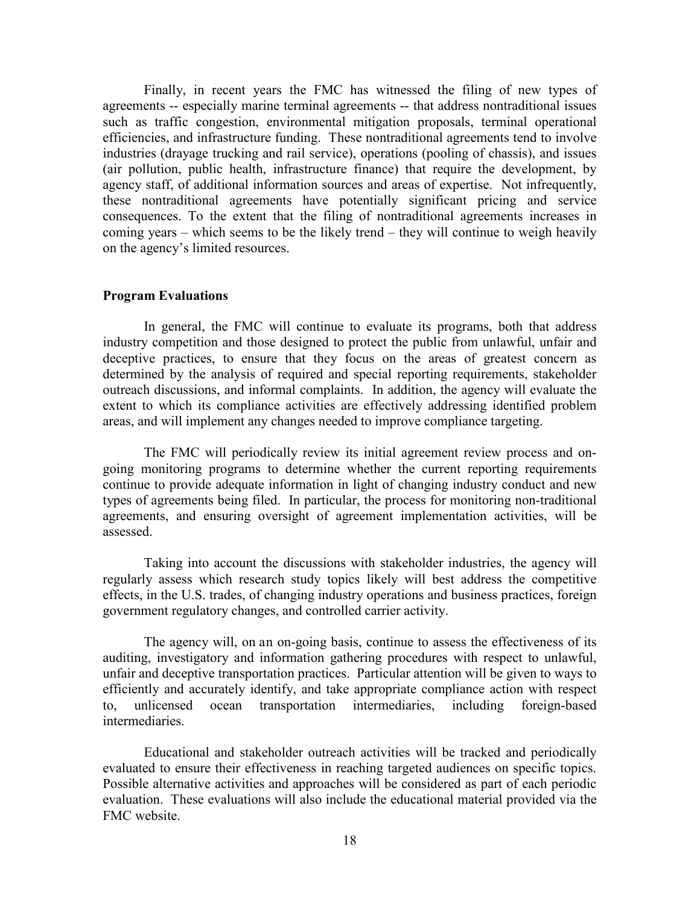Finally, in recent years the FMC has witnessed the filing of new types of agreements -- especially marine terminal agreements -- that address nontraditional issues such as traffic congestion, environmental mitigation proposals, terminal operational efficiencies, and infrastructure funding. These nontraditional agreements tend to involve industries (drayage trucking and rail service), operations (pooling of chassis), and issues (air pollution, public health, infrastructure finance) that require the development, by agency staff, of additional information sources and areas of expertise. Not infrequently, these nontraditional agreements have potentially significant pricing and service consequences. To the extent that the filing of nontraditional agreements increases in coming years – which seems to be the likely trend – they will continue to weigh heavily on the agency's limited resources.

### Program Evaluations

In general, the FMC will continue to evaluate its programs, both that address industry competition and those designed to protect the public from unlawful, unfair and deceptive practices, to ensure that they focus on the areas of greatest concern as determined by the analysis of required and special reporting requirements, stakeholder outreach discussions, and informal complaints. In addition, the agency will evaluate the extent to which its compliance activities are effectively addressing identified problem areas, and will implement any changes needed to improve compliance targeting.

The FMC will periodically review its initial agreement review process and on-going monitoring programs to determine whether the current reporting requirements continue to provide adequate information in light of changing industry conduct and new types of agreements being filed. In particular, the process for monitoring non-traditional agreements, and ensuring oversight of agreement implementation activities, will be assessed.

Taking into account the discussions with stakeholder industries, the agency will regularly assess which research study topics likely will best address the competitive effects, in the U.S. trades, of changing industry operations and business practices, foreign government regulatory changes, and controlled carrier activity.

The agency will, on an on-going basis, continue to assess the effectiveness of its auditing, investigatory and information gathering procedures with respect to unlawful, unfair and deceptive transportation practices. Particular attention will be given to ways to efficiently and accurately identify, and take appropriate compliance action with respect to, unlicensed ocean transportation intermediaries, including foreign-based intermediaries.

Educational and stakeholder outreach activities will be tracked and periodically evaluated to ensure their effectiveness in reaching targeted audiences on specific topics. Possible alternative activities and approaches will be considered as part of each periodic evaluation. These evaluations will also include the educational material provided via the FMC website.